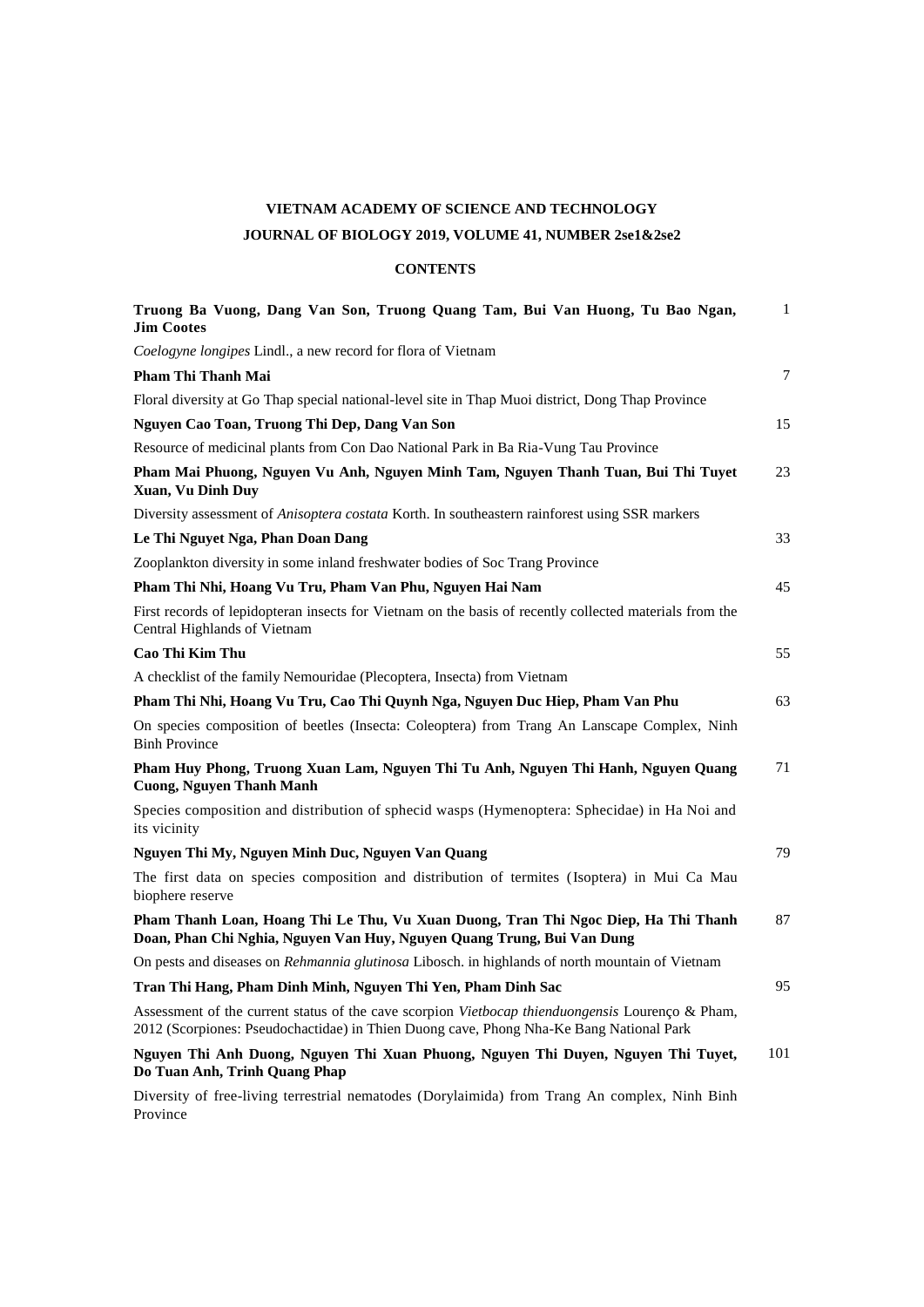**VIETNAM ACADEMY OF SCIENCE AND TECHNOLOGY**

**JOURNAL OF BIOLOGY 2019, VOLUME 41, NUMBER 2se1&2se2**

## CONTENTS

| | |
|---|---|
| **Truong Ba Vuong, Dang Van Son, Truong Quang Tam, Bui Van Huong, Tu Bao Ngan, Jim Cootes** | 1 |
| *Coelogyne longipes* Lindl., a new record for flora of Vietnam | |
| **Pham Thi Thanh Mai** | 7 |
| Floral diversity at Go Thap special national-level site in Thap Muoi district, Dong Thap Province | |
| **Nguyen Cao Toan, Truong Thi Dep, Dang Van Son** | 15 |
| Resource of medicinal plants from Con Dao National Park in Ba Ria-Vung Tau Province | |
| **Pham Mai Phuong, Nguyen Vu Anh, Nguyen Minh Tam, Nguyen Thanh Tuan, Bui Thi Tuyet Xuan, Vu Dinh Duy** | 23 |
| Diversity assessment of *Anisoptera costata* Korth. In southeastern rainforest using SSR markers | |
| **Le Thi Nguyet Nga, Phan Doan Dang** | 33 |
| Zooplankton diversity in some inland freshwater bodies of Soc Trang Province | |
| **Pham Thi Nhi, Hoang Vu Tru, Pham Van Phu, Nguyen Hai Nam** | 45 |
| First records of lepidopteran insects for Vietnam on the basis of recently collected materials from the Central Highlands of Vietnam | |
| **Cao Thi Kim Thu** | 55 |
| A checklist of the family Nemouridae (Plecoptera, Insecta) from Vietnam | |
| **Pham Thi Nhi, Hoang Vu Tru, Cao Thi Quynh Nga, Nguyen Duc Hiep, Pham Van Phu** | 63 |
| On species composition of beetles (Insecta: Coleoptera) from Trang An Lanscape Complex, Ninh Binh Province | |
| **Pham Huy Phong, Truong Xuan Lam, Nguyen Thi Tu Anh, Nguyen Thi Hanh, Nguyen Quang Cuong, Nguyen Thanh Manh** | 71 |
| Species composition and distribution of sphecid wasps (Hymenoptera: Sphecidae) in Ha Noi and its vicinity | |
| **Nguyen Thi My, Nguyen Minh Duc, Nguyen Van Quang** | 79 |
| The first data on species composition and distribution of termites (Isoptera) in Mui Ca Mau biophere reserve | |
| **Pham Thanh Loan, Hoang Thi Le Thu, Vu Xuan Duong, Tran Thi Ngoc Diep, Ha Thi Thanh Doan, Phan Chi Nghia, Nguyen Van Huy, Nguyen Quang Trung, Bui Van Dung** | 87 |
| On pests and diseases on *Rehmannia glutinosa* Libosch. in highlands of north mountain of Vietnam | |
| **Tran Thi Hang, Pham Dinh Minh, Nguyen Thi Yen, Pham Dinh Sac** | 95 |
| Assessment of the current status of the cave scorpion *Vietbocap thienduongensis* Lourenço & Pham, 2012 (Scorpiones: Pseudochactidae) in Thien Duong cave, Phong Nha-Ke Bang National Park | |
| **Nguyen Thi Anh Duong, Nguyen Thi Xuan Phuong, Nguyen Thi Duyen, Nguyen Thi Tuyet, Do Tuan Anh, Trinh Quang Phap** | 101 |
| Diversity of free-living terrestrial nematodes (Dorylaimida) from Trang An complex, Ninh Binh Province | |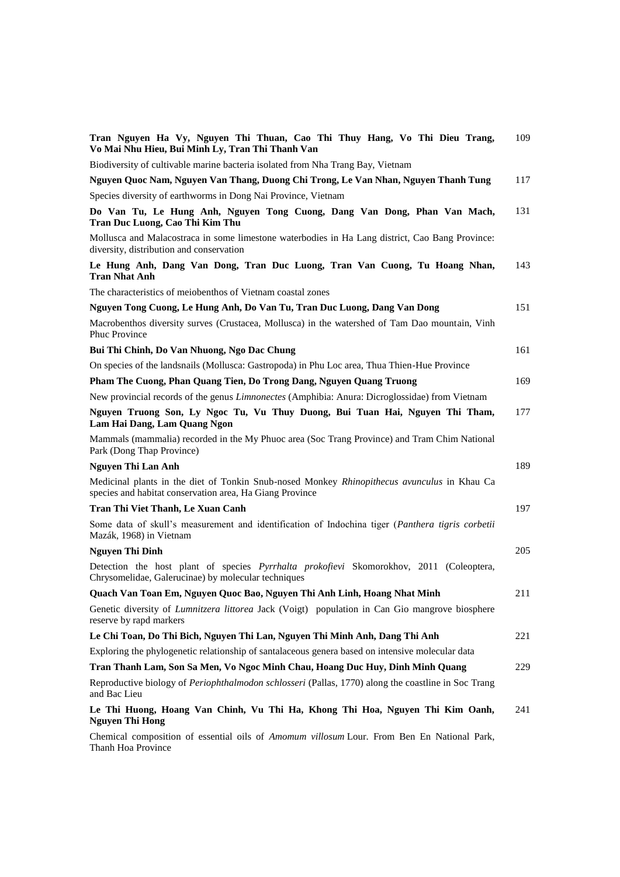**Tran Nguyen Ha Vy, Nguyen Thi Thuan, Cao Thi Thuy Hang, Vo Thi Dieu Trang, Vo Mai Nhu Hieu, Bui Minh Ly, Tran Thi Thanh Van** 109

Biodiversity of cultivable marine bacteria isolated from Nha Trang Bay, Vietnam

**Nguyen Quoc Nam, Nguyen Van Thang, Duong Chi Trong, Le Van Nhan, Nguyen Thanh Tung** 117

Species diversity of earthworms in Dong Nai Province, Vietnam

**Do Van Tu, Le Hung Anh, Nguyen Tong Cuong, Dang Van Dong, Phan Van Mach, Tran Duc Luong, Cao Thi Kim Thu** 131

Mollusca and Malacostraca in some limestone waterbodies in Ha Lang district, Cao Bang Province: diversity, distribution and conservation

**Le Hung Anh, Dang Van Dong, Tran Duc Luong, Tran Van Cuong, Tu Hoang Nhan, Tran Nhat Anh** 143

The characteristics of meiobenthos of Vietnam coastal zones

**Nguyen Tong Cuong, Le Hung Anh, Do Van Tu, Tran Duc Luong, Dang Van Dong** 151

Macrobenthos diversity surves (Crustacea, Mollusca) in the watershed of Tam Dao mountain, Vinh Phuc Province

**Bui Thi Chinh, Do Van Nhuong, Ngo Dac Chung** 161

On species of the landsnails (Mollusca: Gastropoda) in Phu Loc area, Thua Thien-Hue Province

**Pham The Cuong, Phan Quang Tien, Do Trong Dang, Nguyen Quang Truong** 169

New provincial records of the genus *Limnonectes* (Amphibia: Anura: Dicroglossidae) from Vietnam

**Nguyen Truong Son, Ly Ngoc Tu, Vu Thuy Duong, Bui Tuan Hai, Nguyen Thi Tham, Lam Hai Dang, Lam Quang Ngon** 177

Mammals (mammalia) recorded in the My Phuoc area (Soc Trang Province) and Tram Chim National Park (Dong Thap Province)

**Nguyen Thi Lan Anh** 189

Medicinal plants in the diet of Tonkin Snub-nosed Monkey *Rhinopithecus avunculus* in Khau Ca species and habitat conservation area, Ha Giang Province

**Tran Thi Viet Thanh, Le Xuan Canh** 197

Some data of skull's measurement and identification of Indochina tiger (*Panthera tigris corbetii* Mazák, 1968) in Vietnam

**Nguyen Thi Dinh** 205

Detection the host plant of species *Pyrrhalta prokofievi* Skomorokhov, 2011 (Coleoptera, Chrysomelidae, Galerucinae) by molecular techniques

**Quach Van Toan Em, Nguyen Quoc Bao, Nguyen Thi Anh Linh, Hoang Nhat Minh** 211

Genetic diversity of *Lumnitzera littorea* Jack (Voigt) population in Can Gio mangrove biosphere reserve by rapd markers

**Le Chi Toan, Do Thi Bich, Nguyen Thi Lan, Nguyen Thi Minh Anh, Dang Thi Anh** 221

Exploring the phylogenetic relationship of santalaceous genera based on intensive molecular data

**Tran Thanh Lam, Son Sa Men, Vo Ngoc Minh Chau, Hoang Duc Huy, Dinh Minh Quang** 229

Reproductive biology of *Periophthalmodon schlosseri* (Pallas, 1770) along the coastline in Soc Trang and Bac Lieu

**Le Thi Huong, Hoang Van Chinh, Vu Thi Ha, Khong Thi Hoa, Nguyen Thi Kim Oanh, Nguyen Thi Hong** 241

Chemical composition of essential oils of *Amomum villosum* Lour. From Ben En National Park, Thanh Hoa Province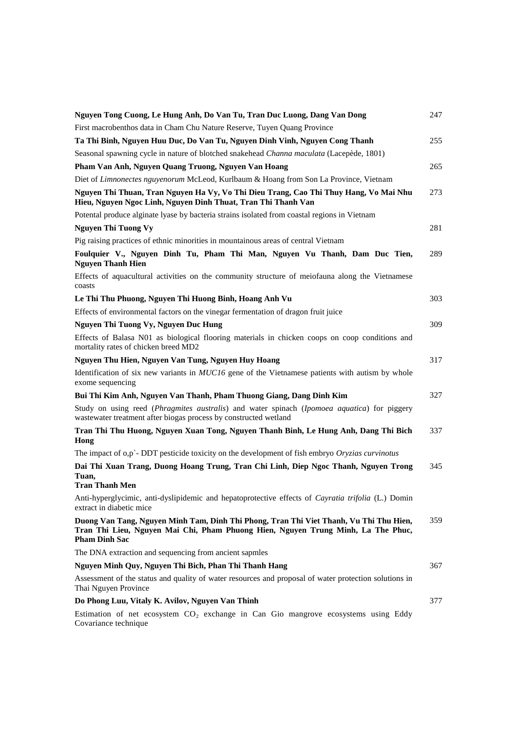**Nguyen Tong Cuong, Le Hung Anh, Do Van Tu, Tran Duc Luong, Dang Van Dong** 247

First macrobenthos data in Cham Chu Nature Reserve, Tuyen Quang Province

**Ta Thi Binh, Nguyen Huu Duc, Do Van Tu, Nguyen Dinh Vinh, Nguyen Cong Thanh** 255

Seasonal spawning cycle in nature of blotched snakehead *Channa maculata* (Lacepède, 1801)

**Pham Van Anh, Nguyen Quang Truong, Nguyen Van Hoang** 265

Diet of *Limnonectes nguyenorum* McLeod, Kurlbaum & Hoang from Son La Province, Vietnam

**Nguyen Thi Thuan, Tran Nguyen Ha Vy, Vo Thi Dieu Trang, Cao Thi Thuy Hang, Vo Mai Nhu Hieu, Nguyen Ngoc Linh, Nguyen Dinh Thuat, Tran Thi Thanh Van** 273

Potental produce alginate lyase by bacteria strains isolated from coastal regions in Vietnam

**Nguyen Thi Tuong Vy** 281

Pig raising practices of ethnic minorities in mountainous areas of central Vietnam

**Foulquier V., Nguyen Dinh Tu, Pham Thi Man, Nguyen Vu Thanh, Dam Duc Tien, Nguyen Thanh Hien** 289

Effects of aquacultural activities on the community structure of meiofauna along the Vietnamese coasts

**Le Thi Thu Phuong, Nguyen Thi Huong Binh, Hoang Anh Vu** 303

Effects of environmental factors on the vinegar fermentation of dragon fruit juice

**Nguyen Thi Tuong Vy, Nguyen Duc Hung** 309

Effects of Balasa N01 as biological flooring materials in chicken coops on coop conditions and mortality rates of chicken breed MD2

**Nguyen Thu Hien, Nguyen Van Tung, Nguyen Huy Hoang** 317

Identification of six new variants in *MUC16* gene of the Vietnamese patients with autism by whole exome sequencing

**Bui Thi Kim Anh, Nguyen Van Thanh, Pham Thuong Giang, Dang Dinh Kim** 327

Study on using reed (*Phragmites australis*) and water spinach (*Ipomoea aquatica*) for piggery wastewater treatment after biogas process by constructed wetland

**Tran Thi Thu Huong, Nguyen Xuan Tong, Nguyen Thanh Binh, Le Hung Anh, Dang Thi Bich Hong** 337

The impact of o,p`- DDT pesticide toxicity on the development of fish embryo *Oryzias curvinotus*

**Dai Thi Xuan Trang, Duong Hoang Trung, Tran Chi Linh, Diep Ngoc Thanh, Nguyen Trong Tuan,**
**Tran Thanh Men** 345

Anti-hyperglycimic, anti-dyslipidemic and hepatoprotective effects of *Cayratia trifolia* (L.) Domin extract in diabetic mice

**Duong Van Tang, Nguyen Minh Tam, Dinh Thi Phong, Tran Thi Viet Thanh, Vu Thi Thu Hien, Tran Thi Lieu, Nguyen Mai Chi, Pham Phuong Hien, Nguyen Trung Minh, La The Phuc, Pham Dinh Sac** 359

The DNA extraction and sequencing from ancient sapmles

**Nguyen Minh Quy, Nguyen Thi Bich, Phan Thi Thanh Hang** 367

Assessment of the status and quality of water resources and proposal of water protection solutions in Thai Nguyen Province

**Do Phong Luu, Vitaly K. Avilov, Nguyen Van Thinh** 377

Estimation of net ecosystem $CO_2$ exchange in Can Gio mangrove ecosystems using Eddy Covariance technique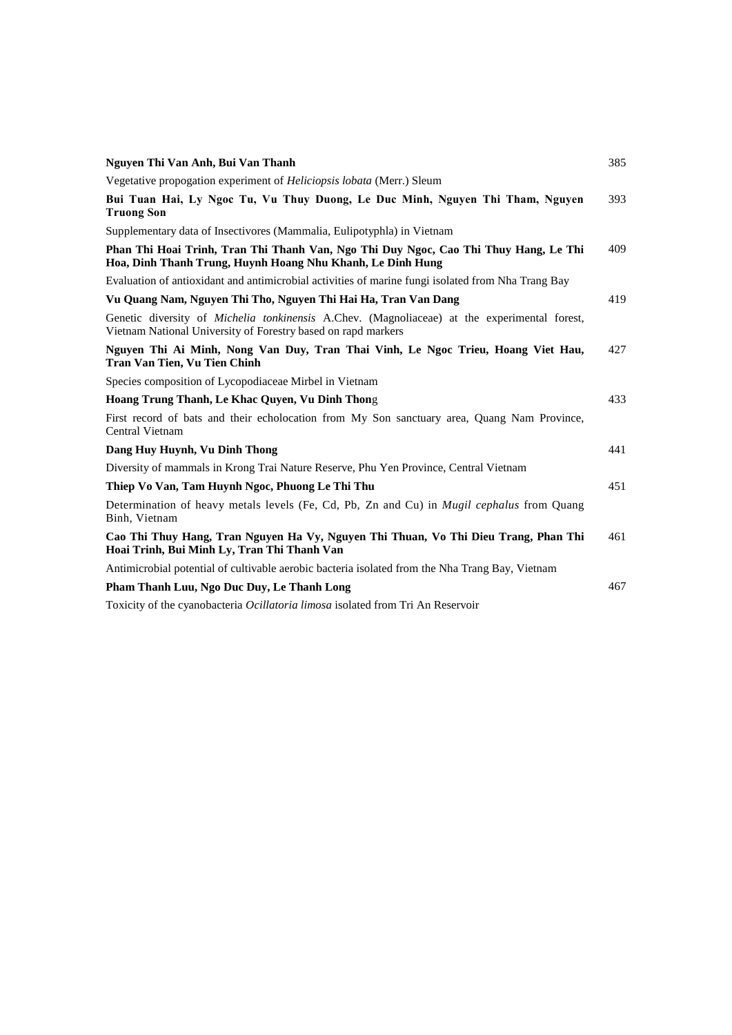| | |
|---|---|
| **Nguyen Thi Van Anh, Bui Van Thanh** | 385 |
| Vegetative propogation experiment of *Heliciopsis lobata* (Merr.) Sleum | |
| **Bui Tuan Hai, Ly Ngoc Tu, Vu Thuy Duong, Le Duc Minh, Nguyen Thi Tham, Nguyen Truong Son** | 393 |
| Supplementary data of Insectivores (Mammalia, Eulipotyphla) in Vietnam | |
| **Phan Thi Hoai Trinh, Tran Thi Thanh Van, Ngo Thi Duy Ngoc, Cao Thi Thuy Hang, Le Thi Hoa, Dinh Thanh Trung, Huynh Hoang Nhu Khanh, Le Dinh Hung** | 409 |
| Evaluation of antioxidant and antimicrobial activities of marine fungi isolated from Nha Trang Bay | |
| **Vu Quang Nam, Nguyen Thi Tho, Nguyen Thi Hai Ha, Tran Van Dang** | 419 |
| Genetic diversity of *Michelia tonkinensis* A.Chev. (Magnoliaceae) at the experimental forest, Vietnam National University of Forestry based on rapd markers | |
| **Nguyen Thi Ai Minh, Nong Van Duy, Tran Thai Vinh, Le Ngoc Trieu, Hoang Viet Hau, Tran Van Tien, Vu Tien Chinh** | 427 |
| Species composition of Lycopodiaceae Mirbel in Vietnam | |
| **Hoang Trung Thanh, Le Khac Quyen, Vu Dinh Thon**g | 433 |
| First record of bats and their echolocation from My Son sanctuary area, Quang Nam Province, Central Vietnam | |
| **Dang Huy Huynh, Vu Dinh Thong** | 441 |
| Diversity of mammals in Krong Trai Nature Reserve, Phu Yen Province, Central Vietnam | |
| **Thiep Vo Van, Tam Huynh Ngoc, Phuong Le Thi Thu** | 451 |
| Determination of heavy metals levels (Fe, Cd, Pb, Zn and Cu) in *Mugil cephalus* from Quang Binh, Vietnam | |
| **Cao Thi Thuy Hang, Tran Nguyen Ha Vy, Nguyen Thi Thuan, Vo Thi Dieu Trang, Phan Thi Hoai Trinh, Bui Minh Ly, Tran Thi Thanh Van** | 461 |
| Antimicrobial potential of cultivable aerobic bacteria isolated from the Nha Trang Bay, Vietnam | |
| **Pham Thanh Luu, Ngo Duc Duy, Le Thanh Long** | 467 |
| Toxicity of the cyanobacteria *Ocillatoria limosa* isolated from Tri An Reservoir | |